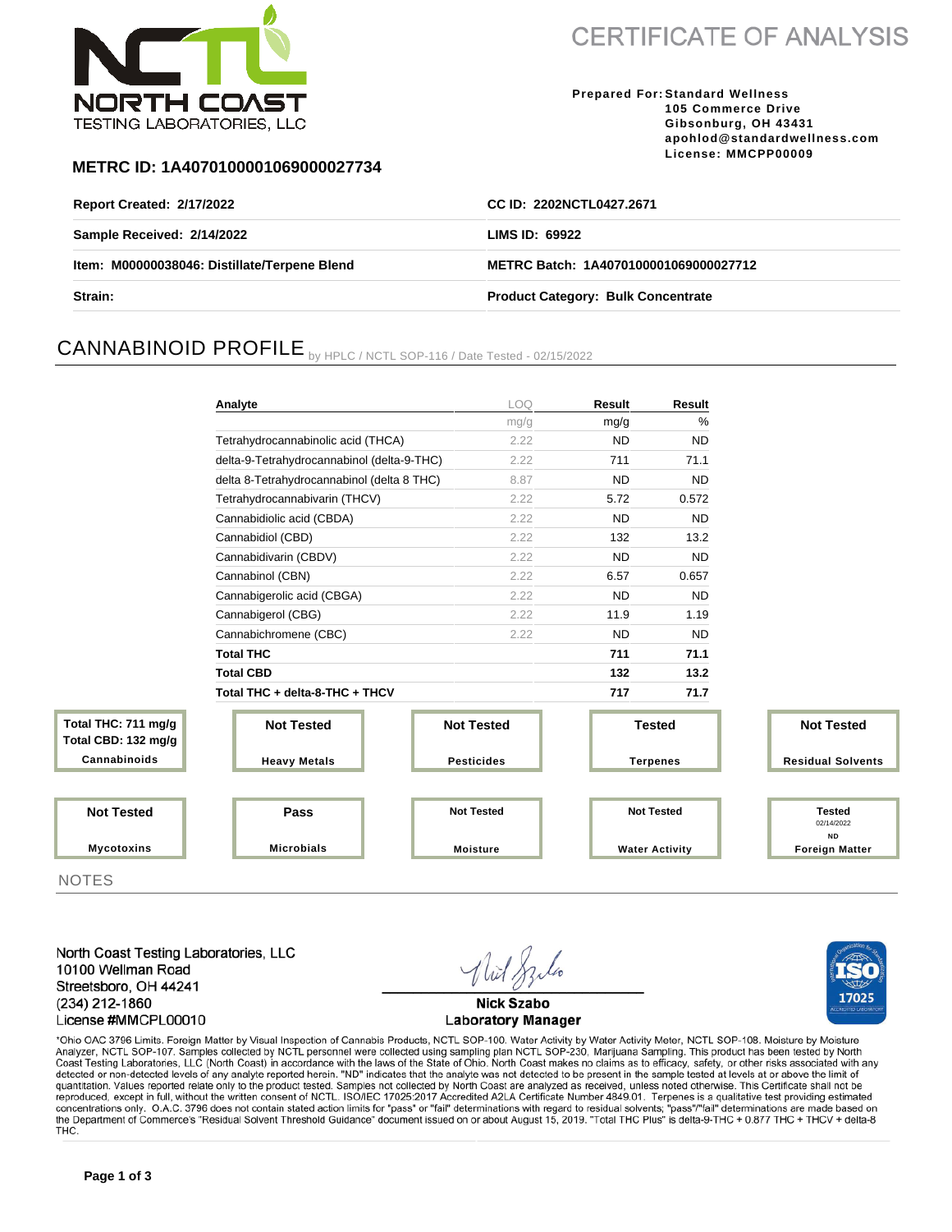NORTH COAST TESTING LABORATORIES, LLC

# CERTIFICATE OF ANALYSIS

**Prepared For:** Standard Wellness
105 Commerce Drive
Gibsonburg, OH 43431
apohlod@standardwellness.com
License: MMCPP00009

**METRC ID: 1A4070100001069000027734**

| | |
|---|---|
| **Report Created: 2/17/2022** | **CC ID: 2202NCTL0427.2671** |
| **Sample Received: 2/14/2022** | **LIMS ID: 69922** |
| **Item: M00000038046: Distillate/Terpene Blend** | **METRC Batch: 1A4070100001069000027712** |
| **Strain:** | **Product Category: Bulk Concentrate** |

## CANNABINOID PROFILE by HPLC / NCTL SOP-116 / Date Tested - 02/15/2022

| Analyte | LOQ | Result | Result |
|---|---|---|---|
| | mg/g | mg/g | % |
| Tetrahydrocannabinolic acid (THCA) | 2.22 | ND | ND |
| delta-9-Tetrahydrocannabinol (delta-9-THC) | 2.22 | 711 | 71.1 |
| delta 8-Tetrahydrocannabinol (delta 8 THC) | 8.87 | ND | ND |
| Tetrahydrocannabivarin (THCV) | 2.22 | 5.72 | 0.572 |
| Cannabidiolic acid (CBDA) | 2.22 | ND | ND |
| Cannabidiol (CBD) | 2.22 | 132 | 13.2 |
| Cannabidivarin (CBDV) | 2.22 | ND | ND |
| Cannabinol (CBN) | 2.22 | 6.57 | 0.657 |
| Cannabigerolic acid (CBGA) | 2.22 | ND | ND |
| Cannabigerol (CBG) | 2.22 | 11.9 | 1.19 |
| Cannabichromene (CBC) | 2.22 | ND | ND |
| **Total THC** | | **711** | **71.1** |
| **Total CBD** | | **132** | **13.2** |
| **Total THC + delta-8-THC + THCV** | | **717** | **71.7** |

| Test | Result |
|---|---|
| Cannabinoids | Total THC: 711 mg/g; Total CBD: 132 mg/g |
| Heavy Metals | Not Tested |
| Pesticides | Not Tested |
| Terpenes | Tested |
| Residual Solvents | Not Tested |
| Mycotoxins | Not Tested |
| Microbials | Pass |
| Moisture | Not Tested |
| Water Activity | Not Tested |
| Foreign Matter | Tested 02/14/2022 ND |

NOTES

North Coast Testing Laboratories, LLC
10100 Wellman Road
Streetsboro, OH 44241
(234) 212-1860
License #MMCPL00010

Nick Szabo
Laboratory Manager

ISO 17025 Accredited Laboratory

*Ohio OAC 3796 Limits. Foreign Matter by Visual Inspection of Cannabis Products, NCTL SOP-100. Water Activity by Water Activity Meter, NCTL SOP-108. Moisture by Moisture Analyzer, NCTL SOP-107. Samples collected by NCTL personnel were collected using sampling plan NCTL SOP-230, Marijuana Sampling. This product has been tested by North Coast Testing Laboratories, LLC (North Coast) in accordance with the laws of the State of Ohio. North Coast makes no claims as to efficacy, safety, or other risks associated with any detected or non-detected levels of any analyte reported herein. "ND" indicates that the analyte was not detected to be present in the sample tested at levels at or above the limit of quantitation. Values reported relate only to the product tested. Samples not collected by North Coast are analyzed as received, unless noted otherwise. This Certificate shall not be reproduced, except in full, without the written consent of NCTL. ISO/IEC 17025:2017 Accredited A2LA Certificate Number 4849.01. Terpenes is a qualitative test providing estimated concentrations only. O.A.C. 3796 does not contain stated action limits for "pass" or "fail" determinations with regard to residual solvents; "pass"/"fail" determinations are made based on the Department of Commerce's "Residual Solvent Threshold Guidance" document issued on or about August 15, 2019. "Total THC Plus" is delta-9-THC + 0.877 THC + THCV + delta-8 THC.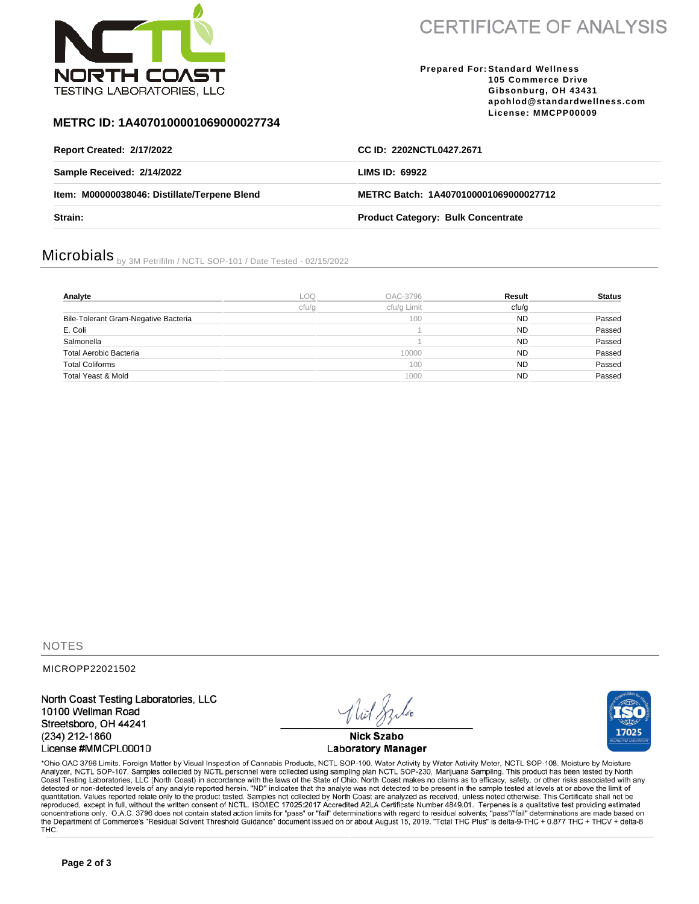NORTH COAST TESTING LABORATORIES, LLC

# CERTIFICATE OF ANALYSIS

**Prepared For:** **Standard Wellness**
**105 Commerce Drive**
**Gibsonburg, OH 43431**
**apohlod@standardwellness.com**
**License: MMCPP00009**

## METRC ID: 1A4070100001069000027734

| | |
|---|---|
| **Report Created: 2/17/2022** | **CC ID: 2202NCTL0427.2671** |
| **Sample Received: 2/14/2022** | **LIMS ID: 69922** |
| **Item: M00000038046: Distillate/Terpene Blend** | **METRC Batch: 1A4070100001069000027712** |
| **Strain:** | **Product Category: Bulk Concentrate** |

## Microbials by 3M Petrifilm / NCTL SOP-101 / Date Tested - 02/15/2022

| Analyte | LOQ | OAC-3796 | Result | Status |
|---|---|---|---|---|
| | cfu/g | cfu/g Limit | cfu/g | |
| Bile-Tolerant Gram-Negative Bacteria | | 100 | ND | Passed |
| E. Coli | | 1 | ND | Passed |
| Salmonella | | 1 | ND | Passed |
| Total Aerobic Bacteria | | 10000 | ND | Passed |
| Total Coliforms | | 100 | ND | Passed |
| Total Yeast & Mold | | 1000 | ND | Passed |

## NOTES

MICROPP22021502

North Coast Testing Laboratories, LLC
10100 Wellman Road
Streetsboro, OH 44241
(234) 212-1860
License #MMCPL00010

Nick Szabo
Laboratory Manager

*Ohio OAC 3796 Limits. Foreign Matter by Visual Inspection of Cannabis Products, NCTL SOP-100. Water Activity by Water Activity Meter, NCTL SOP-108. Moisture by Moisture Analyzer, NCTL SOP-107. Samples collected by NCTL personnel were collected using sampling plan NCTL SOP-230, Marijuana Sampling. This product has been tested by North Coast Testing Laboratories, LLC (North Coast) in accordance with the laws of the State of Ohio. North Coast makes no claims as to efficacy, safety, or other risks associated with any detected or non-detected levels of any analyte reported herein. "ND" indicates that the analyte was not detected to be present in the sample tested at levels at or above the limit of quantitation. Values reported relate only to the product tested. Samples not collected by North Coast are analyzed as received, unless noted otherwise. This Certificate shall not be reproduced, except in full, without the written consent of NCTL. ISO/IEC 17025:2017 Accredited A2LA Certificate Number 4849.01. Terpenes is a qualitative test providing estimated concentrations only. O.A.C. 3796 does not contain stated action limits for "pass" or "fail" determinations with regard to residual solvents; "pass"/"fail" determinations are made based on the Department of Commerce's "Residual Solvent Threshold Guidance" document issued on or about August 15, 2019. "Total THC Plus" is delta-9-THC + 0.877 THC + THCV + delta-8 THC.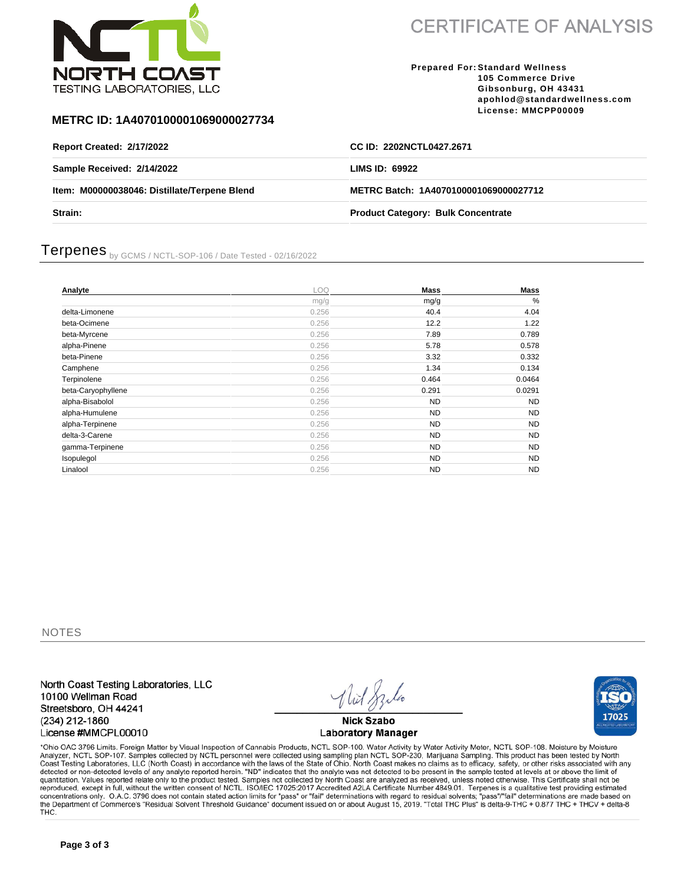NORTH COAST TESTING LABORATORIES, LLC

# CERTIFICATE OF ANALYSIS

**Prepared For:** **Standard Wellness**
**105 Commerce Drive**
**Gibsonburg, OH 43431**
**apohlod@standardwellness.com**
**License: MMCPP00009**

## METRC ID: 1A4070100001069000027734

| | |
|---|---|
| **Report Created: 2/17/2022** | **CC ID: 2202NCTL0427.2671** |
| **Sample Received: 2/14/2022** | **LIMS ID: 69922** |
| **Item: M00000038046: Distillate/Terpene Blend** | **METRC Batch: 1A4070100001069000027712** |
| **Strain:** | **Product Category: Bulk Concentrate** |

## Terpenes by GCMS / NCTL-SOP-106 / Date Tested - 02/16/2022

| Analyte | LOQ | Mass | Mass |
|---|---|---|---|
| | mg/g | mg/g | % |
| delta-Limonene | 0.256 | 40.4 | 4.04 |
| beta-Ocimene | 0.256 | 12.2 | 1.22 |
| beta-Myrcene | 0.256 | 7.89 | 0.789 |
| alpha-Pinene | 0.256 | 5.78 | 0.578 |
| beta-Pinene | 0.256 | 3.32 | 0.332 |
| Camphene | 0.256 | 1.34 | 0.134 |
| Terpinolene | 0.256 | 0.464 | 0.0464 |
| beta-Caryophyllene | 0.256 | 0.291 | 0.0291 |
| alpha-Bisabolol | 0.256 | ND | ND |
| alpha-Humulene | 0.256 | ND | ND |
| alpha-Terpinene | 0.256 | ND | ND |
| delta-3-Carene | 0.256 | ND | ND |
| gamma-Terpinene | 0.256 | ND | ND |
| Isopulegol | 0.256 | ND | ND |
| Linalool | 0.256 | ND | ND |

## NOTES

North Coast Testing Laboratories, LLC
10100 Wellman Road
Streetsboro, OH 44241
(234) 212-1860
License #MMCPL00010

**Nick Szabo**
**Laboratory Manager**

ISO 17025 Accredited Laboratory

*Ohio OAC 3796 Limits. Foreign Matter by Visual Inspection of Cannabis Products, NCTL SOP-100. Water Activity by Water Activity Meter, NCTL SOP-108. Moisture by Moisture Analyzer, NCTL SOP-107. Samples collected by NCTL personnel were collected using sampling plan NCTL SOP-230, Marijuana Sampling. This product has been tested by North Coast Testing Laboratories, LLC (North Coast) in accordance with the laws of the State of Ohio. North Coast makes no claims as to efficacy, safety, or other risks associated with any detected or non-detected levels of any analyte reported herein. "ND" indicates that the analyte was not detected to be present in the sample tested at levels at or above the limit of quantitation. Values reported relate only to the product tested. Samples not collected by North Coast are analyzed as received, unless noted otherwise. This Certificate shall not be reproduced, except in full, without the written consent of NCTL. ISO/IEC 17025:2017 Accredited A2LA Certificate Number 4849.01. Terpenes is a qualitative test providing estimated concentrations only. O.A.C. 3796 does not contain stated action limits for "pass" or "fail" determinations with regard to residual solvents; "pass"/"fail" determinations are made based on the Department of Commerce's "Residual Solvent Threshold Guidance" document issued on or about August 15, 2019. "Total THC Plus" is delta-9-THC + 0.877 THC + THCV + delta-8 THC.